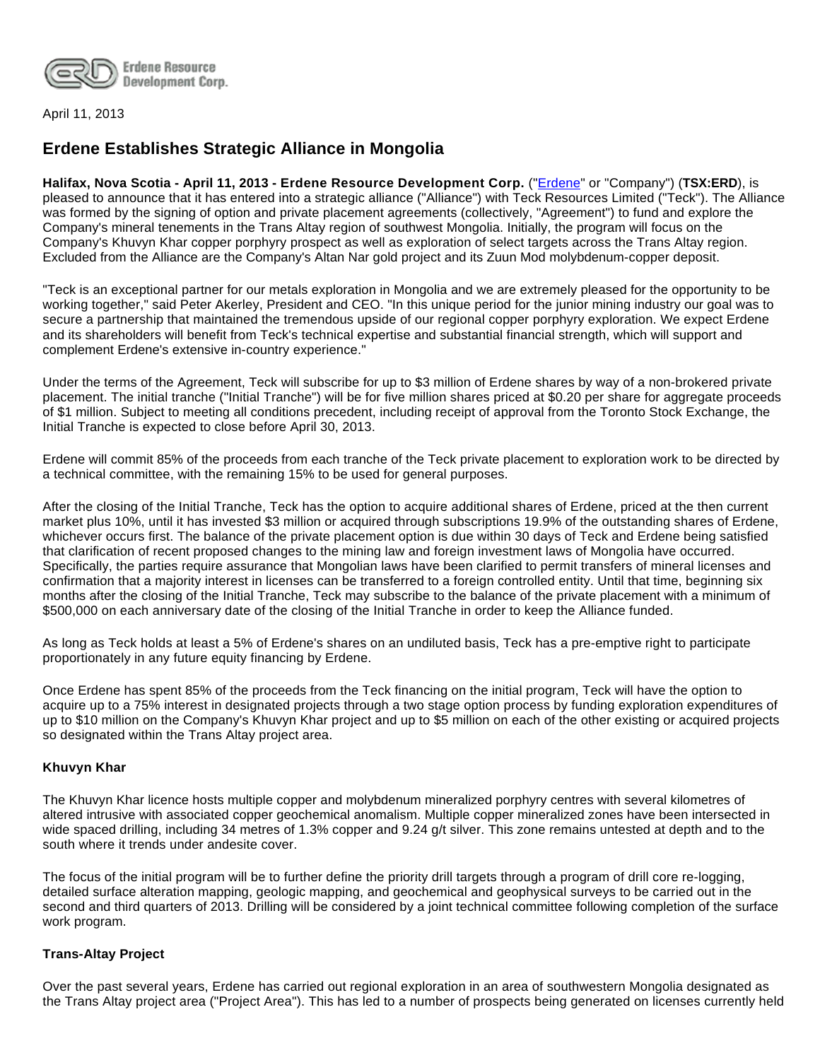Erdene Resource Development Corp.

April 11, 2013

# Erdene Establishes Strategic Alliance in Mongolia

**Halifax, Nova Scotia - April 11, 2013 - Erdene Resource Development Corp.** ("Erdene" or "Company") (**TSX:ERD**), is pleased to announce that it has entered into a strategic alliance ("Alliance") with Teck Resources Limited ("Teck"). The Alliance was formed by the signing of option and private placement agreements (collectively, "Agreement") to fund and explore the Company's mineral tenements in the Trans Altay region of southwest Mongolia. Initially, the program will focus on the Company's Khuvyn Khar copper porphyry prospect as well as exploration of select targets across the Trans Altay region. Excluded from the Alliance are the Company's Altan Nar gold project and its Zuun Mod molybdenum-copper deposit.

"Teck is an exceptional partner for our metals exploration in Mongolia and we are extremely pleased for the opportunity to be working together," said Peter Akerley, President and CEO. "In this unique period for the junior mining industry our goal was to secure a partnership that maintained the tremendous upside of our regional copper porphyry exploration. We expect Erdene and its shareholders will benefit from Teck's technical expertise and substantial financial strength, which will support and complement Erdene's extensive in-country experience."

Under the terms of the Agreement, Teck will subscribe for up to $3 million of Erdene shares by way of a non-brokered private placement. The initial tranche ("Initial Tranche") will be for five million shares priced at $0.20 per share for aggregate proceeds of $1 million. Subject to meeting all conditions precedent, including receipt of approval from the Toronto Stock Exchange, the Initial Tranche is expected to close before April 30, 2013.

Erdene will commit 85% of the proceeds from each tranche of the Teck private placement to exploration work to be directed by a technical committee, with the remaining 15% to be used for general purposes.

After the closing of the Initial Tranche, Teck has the option to acquire additional shares of Erdene, priced at the then current market plus 10%, until it has invested $3 million or acquired through subscriptions 19.9% of the outstanding shares of Erdene, whichever occurs first. The balance of the private placement option is due within 30 days of Teck and Erdene being satisfied that clarification of recent proposed changes to the mining law and foreign investment laws of Mongolia have occurred. Specifically, the parties require assurance that Mongolian laws have been clarified to permit transfers of mineral licenses and confirmation that a majority interest in licenses can be transferred to a foreign controlled entity. Until that time, beginning six months after the closing of the Initial Tranche, Teck may subscribe to the balance of the private placement with a minimum of $500,000 on each anniversary date of the closing of the Initial Tranche in order to keep the Alliance funded.

As long as Teck holds at least a 5% of Erdene's shares on an undiluted basis, Teck has a pre-emptive right to participate proportionately in any future equity financing by Erdene.

Once Erdene has spent 85% of the proceeds from the Teck financing on the initial program, Teck will have the option to acquire up to a 75% interest in designated projects through a two stage option process by funding exploration expenditures of up to $10 million on the Company's Khuvyn Khar project and up to $5 million on each of the other existing or acquired projects so designated within the Trans Altay project area.

### Khuvyn Khar

The Khuvyn Khar licence hosts multiple copper and molybdenum mineralized porphyry centres with several kilometres of altered intrusive with associated copper geochemical anomalism. Multiple copper mineralized zones have been intersected in wide spaced drilling, including 34 metres of 1.3% copper and 9.24 g/t silver. This zone remains untested at depth and to the south where it trends under andesite cover.

The focus of the initial program will be to further define the priority drill targets through a program of drill core re-logging, detailed surface alteration mapping, geologic mapping, and geochemical and geophysical surveys to be carried out in the second and third quarters of 2013. Drilling will be considered by a joint technical committee following completion of the surface work program.

### Trans-Altay Project

Over the past several years, Erdene has carried out regional exploration in an area of southwestern Mongolia designated as the Trans Altay project area ("Project Area"). This has led to a number of prospects being generated on licenses currently held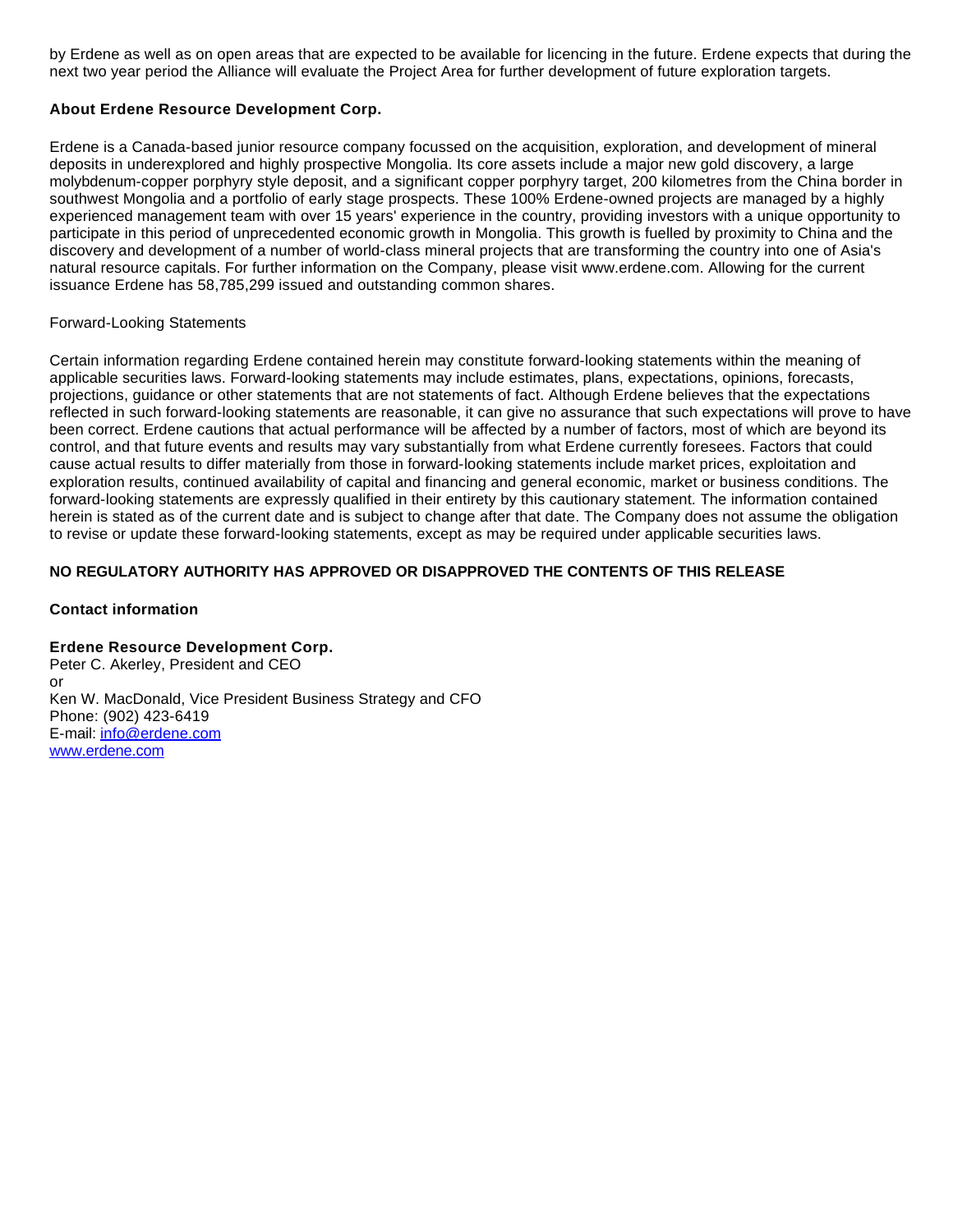by Erdene as well as on open areas that are expected to be available for licencing in the future. Erdene expects that during the next two year period the Alliance will evaluate the Project Area for further development of future exploration targets.

**About Erdene Resource Development Corp.**

Erdene is a Canada-based junior resource company focussed on the acquisition, exploration, and development of mineral deposits in underexplored and highly prospective Mongolia. Its core assets include a major new gold discovery, a large molybdenum-copper porphyry style deposit, and a significant copper porphyry target, 200 kilometres from the China border in southwest Mongolia and a portfolio of early stage prospects. These 100% Erdene-owned projects are managed by a highly experienced management team with over 15 years' experience in the country, providing investors with a unique opportunity to participate in this period of unprecedented economic growth in Mongolia. This growth is fuelled by proximity to China and the discovery and development of a number of world-class mineral projects that are transforming the country into one of Asia's natural resource capitals. For further information on the Company, please visit www.erdene.com. Allowing for the current issuance Erdene has 58,785,299 issued and outstanding common shares.

Forward-Looking Statements

Certain information regarding Erdene contained herein may constitute forward-looking statements within the meaning of applicable securities laws. Forward-looking statements may include estimates, plans, expectations, opinions, forecasts, projections, guidance or other statements that are not statements of fact. Although Erdene believes that the expectations reflected in such forward-looking statements are reasonable, it can give no assurance that such expectations will prove to have been correct. Erdene cautions that actual performance will be affected by a number of factors, most of which are beyond its control, and that future events and results may vary substantially from what Erdene currently foresees. Factors that could cause actual results to differ materially from those in forward-looking statements include market prices, exploitation and exploration results, continued availability of capital and financing and general economic, market or business conditions. The forward-looking statements are expressly qualified in their entirety by this cautionary statement. The information contained herein is stated as of the current date and is subject to change after that date. The Company does not assume the obligation to revise or update these forward-looking statements, except as may be required under applicable securities laws.

**NO REGULATORY AUTHORITY HAS APPROVED OR DISAPPROVED THE CONTENTS OF THIS RELEASE**

**Contact information**

**Erdene Resource Development Corp.**
Peter C. Akerley, President and CEO
or
Ken W. MacDonald, Vice President Business Strategy and CFO
Phone: (902) 423-6419
E-mail: info@erdene.com
www.erdene.com